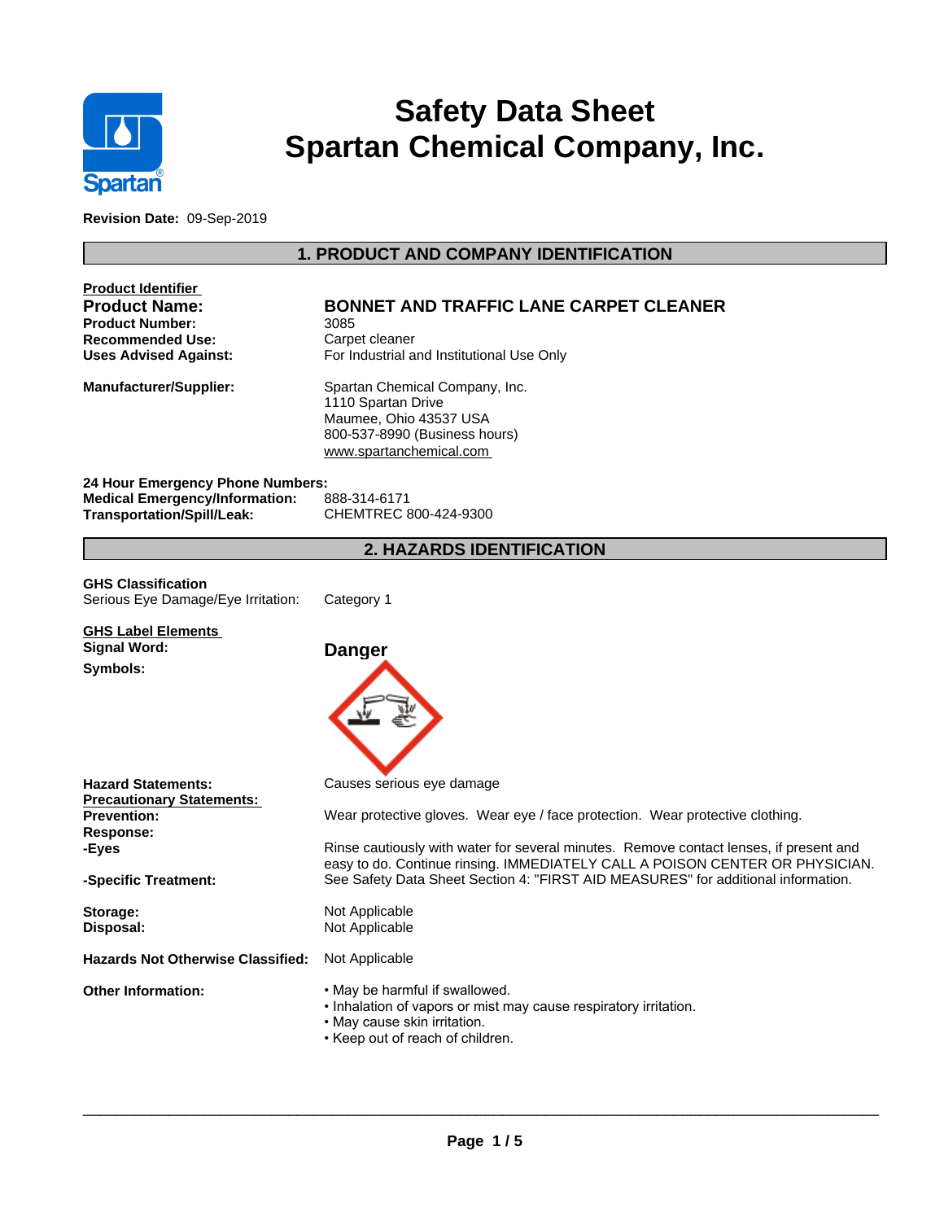# Safety Data Sheet
# Spartan Chemical Company, Inc.

**Revision Date:** 09-Sep-2019

## 1. PRODUCT AND COMPANY IDENTIFICATION

**Product Identifier**

| | |
|---|---|
| **Product Name:** | **BONNET AND TRAFFIC LANE CARPET CLEANER** |
| **Product Number:** | 3085 |
| **Recommended Use:** | Carpet cleaner |
| **Uses Advised Against:** | For Industrial and Institutional Use Only |
| **Manufacturer/Supplier:** | Spartan Chemical Company, Inc.<br>1110 Spartan Drive<br>Maumee, Ohio 43537 USA<br>800-537-8990 (Business hours)<br>www.spartanchemical.com |

**24 Hour Emergency Phone Numbers:**

| | |
|---|---|
| **Medical Emergency/Information:** | 888-314-6171 |
| **Transportation/Spill/Leak:** | CHEMTREC 800-424-9300 |

## 2. HAZARDS IDENTIFICATION

**GHS Classification**

Serious Eye Damage/Eye Irritation: Category 1

**GHS Label Elements**

**Signal Word:** **Danger**

**Symbols:**

**Hazard Statements:** Causes serious eye damage

**Precautionary Statements:**

**Prevention:** Wear protective gloves. Wear eye / face protection. Wear protective clothing.

**Response:**

**-Eyes** Rinse cautiously with water for several minutes. Remove contact lenses, if present and easy to do. Continue rinsing. IMMEDIATELY CALL A POISON CENTER OR PHYSICIAN.

**-Specific Treatment:** See Safety Data Sheet Section 4: "FIRST AID MEASURES" for additional information.

**Storage:** Not Applicable

**Disposal:** Not Applicable

**Hazards Not Otherwise Classified:** Not Applicable

**Other Information:**

- May be harmful if swallowed.
- Inhalation of vapors or mist may cause respiratory irritation.
- May cause skin irritation.
- Keep out of reach of children.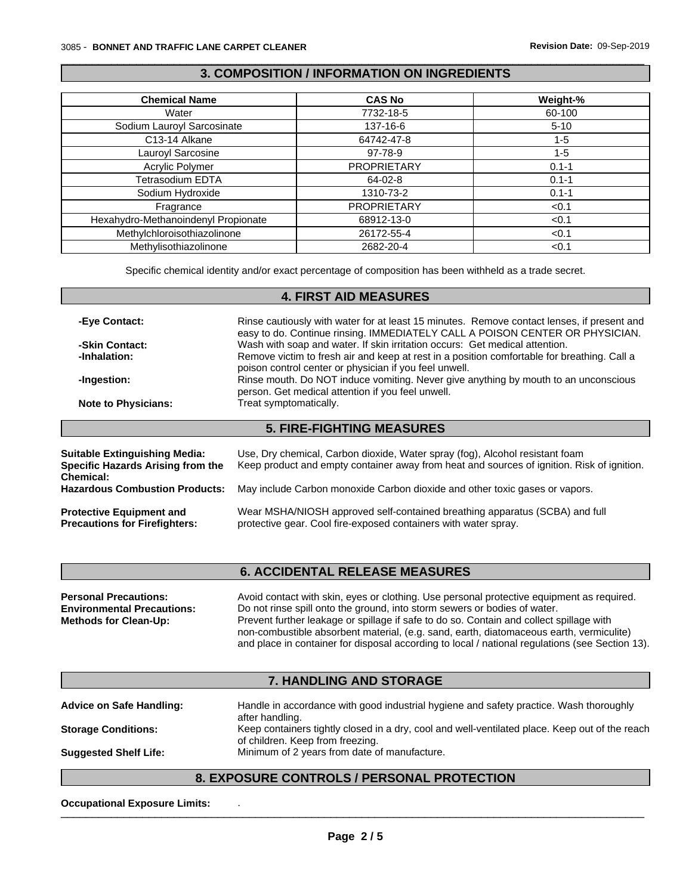## 3. COMPOSITION / INFORMATION ON INGREDIENTS

| Chemical Name | CAS No | Weight-% |
|---|---|---|
| Water | 7732-18-5 | 60-100 |
| Sodium Lauroyl Sarcosinate | 137-16-6 | 5-10 |
| C13-14 Alkane | 64742-47-8 | 1-5 |
| Lauroyl Sarcosine | 97-78-9 | 1-5 |
| Acrylic Polymer | PROPRIETARY | 0.1-1 |
| Tetrasodium EDTA | 64-02-8 | 0.1-1 |
| Sodium Hydroxide | 1310-73-2 | 0.1-1 |
| Fragrance | PROPRIETARY | <0.1 |
| Hexahydro-Methanoindenyl Propionate | 68912-13-0 | <0.1 |
| Methylchloroisothiazolinone | 26172-55-4 | <0.1 |
| Methylisothiazolinone | 2682-20-4 | <0.1 |

Specific chemical identity and/or exact percentage of composition has been withheld as a trade secret.

## 4. FIRST AID MEASURES

**-Eye Contact:** Rinse cautiously with water for at least 15 minutes. Remove contact lenses, if present and easy to do. Continue rinsing. IMMEDIATELY CALL A POISON CENTER OR PHYSICIAN.

**-Skin Contact:** Wash with soap and water. If skin irritation occurs: Get medical attention.

**-Inhalation:** Remove victim to fresh air and keep at rest in a position comfortable for breathing. Call a poison control center or physician if you feel unwell.

**-Ingestion:** Rinse mouth. Do NOT induce vomiting. Never give anything by mouth to an unconscious person. Get medical attention if you feel unwell.

**Note to Physicians:** Treat symptomatically.

## 5. FIRE-FIGHTING MEASURES

**Suitable Extinguishing Media:** Use, Dry chemical, Carbon dioxide, Water spray (fog), Alcohol resistant foam

**Specific Hazards Arising from the Chemical:** Keep product and empty container away from heat and sources of ignition. Risk of ignition.

**Hazardous Combustion Products:** May include Carbon monoxide Carbon dioxide and other toxic gases or vapors.

**Protective Equipment and Precautions for Firefighters:** Wear MSHA/NIOSH approved self-contained breathing apparatus (SCBA) and full protective gear. Cool fire-exposed containers with water spray.

## 6. ACCIDENTAL RELEASE MEASURES

**Personal Precautions:** Avoid contact with skin, eyes or clothing. Use personal protective equipment as required.

**Environmental Precautions:** Do not rinse spill onto the ground, into storm sewers or bodies of water.

**Methods for Clean-Up:** Prevent further leakage or spillage if safe to do so. Contain and collect spillage with non-combustible absorbent material, (e.g. sand, earth, diatomaceous earth, vermiculite) and place in container for disposal according to local / national regulations (see Section 13).

## 7. HANDLING AND STORAGE

**Advice on Safe Handling:** Handle in accordance with good industrial hygiene and safety practice. Wash thoroughly after handling.

**Storage Conditions:** Keep containers tightly closed in a dry, cool and well-ventilated place. Keep out of the reach of children. Keep from freezing.

**Suggested Shelf Life:** Minimum of 2 years from date of manufacture.

## 8. EXPOSURE CONTROLS / PERSONAL PROTECTION

**Occupational Exposure Limits:** .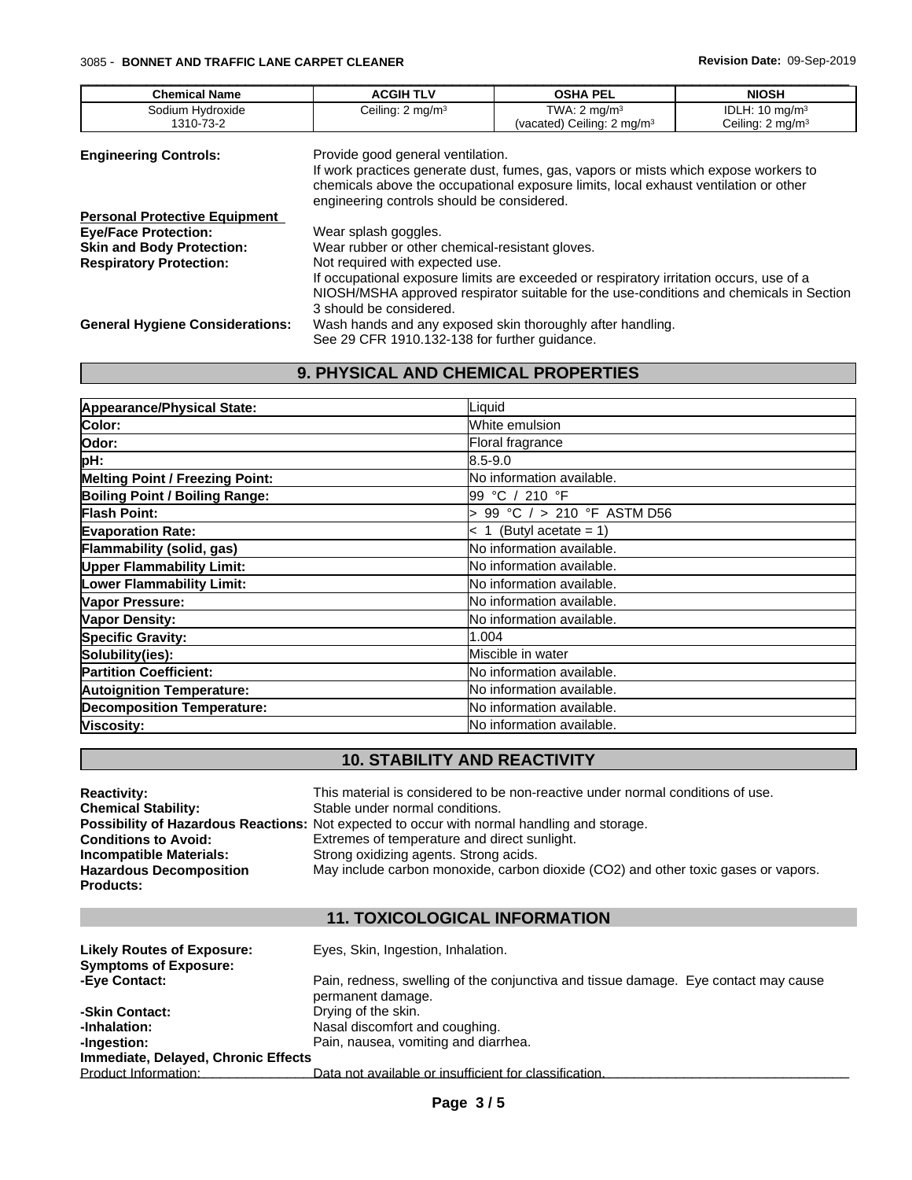| Chemical Name | ACGIH TLV | OSHA PEL | NIOSH |
|---|---|---|---|
| Sodium Hydroxide 1310-73-2 | Ceiling: 2 mg/m³ | TWA: 2 mg/m³ (vacated) Ceiling: 2 mg/m³ | IDLH: 10 mg/m³ Ceiling: 2 mg/m³ |

**Engineering Controls:** Provide good general ventilation.
If work practices generate dust, fumes, gas, vapors or mists which expose workers to chemicals above the occupational exposure limits, local exhaust ventilation or other engineering controls should be considered.

**Personal Protective Equipment**

**Eye/Face Protection:** Wear splash goggles.

**Skin and Body Protection:** Wear rubber or other chemical-resistant gloves.

**Respiratory Protection:** Not required with expected use.
If occupational exposure limits are exceeded or respiratory irritation occurs, use of a NIOSH/MSHA approved respirator suitable for the use-conditions and chemicals in Section 3 should be considered.

**General Hygiene Considerations:** Wash hands and any exposed skin thoroughly after handling.
See 29 CFR 1910.132-138 for further guidance.

## 9. PHYSICAL AND CHEMICAL PROPERTIES

| Property | Value |
|---|---|
| **Appearance/Physical State:** | Liquid |
| **Color:** | White emulsion |
| **Odor:** | Floral fragrance |
| **pH:** | 8.5-9.0 |
| **Melting Point / Freezing Point:** | No information available. |
| **Boiling Point / Boiling Range:** | 99 °C / 210 °F |
| **Flash Point:** | > 99 °C / > 210 °F ASTM D56 |
| **Evaporation Rate:** | < 1 (Butyl acetate = 1) |
| **Flammability (solid, gas)** | No information available. |
| **Upper Flammability Limit:** | No information available. |
| **Lower Flammability Limit:** | No information available. |
| **Vapor Pressure:** | No information available. |
| **Vapor Density:** | No information available. |
| **Specific Gravity:** | 1.004 |
| **Solubility(ies):** | Miscible in water |
| **Partition Coefficient:** | No information available. |
| **Autoignition Temperature:** | No information available. |
| **Decomposition Temperature:** | No information available. |
| **Viscosity:** | No information available. |

## 10. STABILITY AND REACTIVITY

**Reactivity:** This material is considered to be non-reactive under normal conditions of use.

**Chemical Stability:** Stable under normal conditions.

**Possibility of Hazardous Reactions:** Not expected to occur with normal handling and storage.

**Conditions to Avoid:** Extremes of temperature and direct sunlight.

**Incompatible Materials:** Strong oxidizing agents. Strong acids.

**Hazardous Decomposition Products:** May include carbon monoxide, carbon dioxide ($CO_2$) and other toxic gases or vapors.

## 11. TOXICOLOGICAL INFORMATION

**Likely Routes of Exposure:** Eyes, Skin, Ingestion, Inhalation.

**Symptoms of Exposure:**

**-Eye Contact:** Pain, redness, swelling of the conjunctiva and tissue damage. Eye contact may cause permanent damage.

**-Skin Contact:** Drying of the skin.

**-Inhalation:** Nasal discomfort and coughing.

**-Ingestion:** Pain, nausea, vomiting and diarrhea.

**Immediate, Delayed, Chronic Effects**

Product Information: Data not available or insufficient for classification.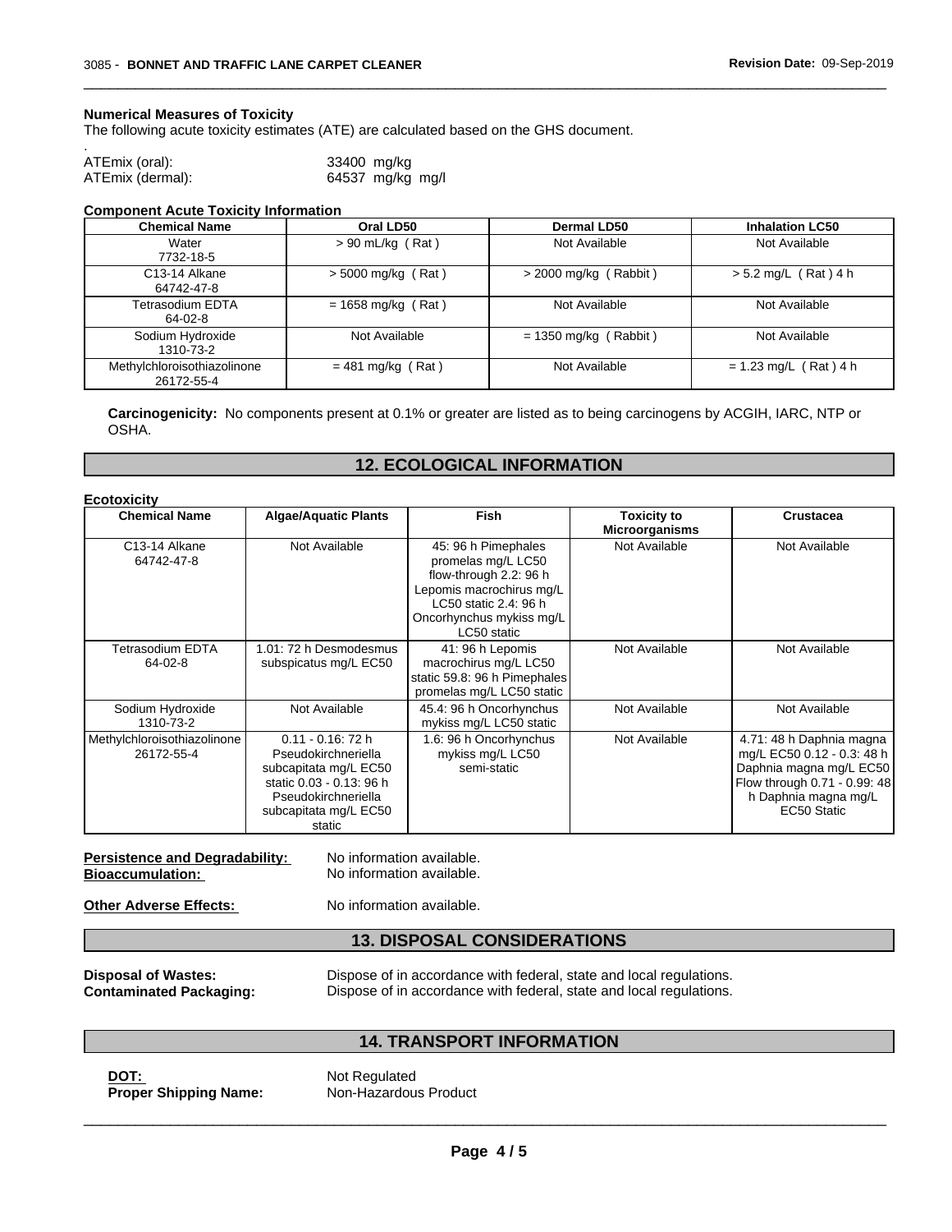**Numerical Measures of Toxicity**

The following acute toxicity estimates (ATE) are calculated based on the GHS document.

.

ATEmix (oral): 33400 mg/kg

ATEmix (dermal): 64537 mg/kg mg/l

**Component Acute Toxicity Information**

| Chemical Name | Oral LD50 | Dermal LD50 | Inhalation LC50 |
|---|---|---|---|
| Water 7732-18-5 | > 90 mL/kg ( Rat ) | Not Available | Not Available |
| C13-14 Alkane 64742-47-8 | > 5000 mg/kg ( Rat ) | > 2000 mg/kg ( Rabbit ) | > 5.2 mg/L ( Rat ) 4 h |
| Tetrasodium EDTA 64-02-8 | = 1658 mg/kg ( Rat ) | Not Available | Not Available |
| Sodium Hydroxide 1310-73-2 | Not Available | = 1350 mg/kg ( Rabbit ) | Not Available |
| Methylchloroisothiazolinone 26172-55-4 | = 481 mg/kg ( Rat ) | Not Available | = 1.23 mg/L ( Rat ) 4 h |

**Carcinogenicity:** No components present at 0.1% or greater are listed as to being carcinogens by ACGIH, IARC, NTP or OSHA.

## 12. ECOLOGICAL INFORMATION

**Ecotoxicity**

| Chemical Name | Algae/Aquatic Plants | Fish | Toxicity to Microorganisms | Crustacea |
|---|---|---|---|---|
| C13-14 Alkane 64742-47-8 | Not Available | 45: 96 h Pimephales promelas mg/L LC50 flow-through 2.2: 96 h Lepomis macrochirus mg/L LC50 static 2.4: 96 h Oncorhynchus mykiss mg/L LC50 static | Not Available | Not Available |
| Tetrasodium EDTA 64-02-8 | 1.01: 72 h Desmodesmus subspicatus mg/L EC50 | 41: 96 h Lepomis macrochirus mg/L LC50 static 59.8: 96 h Pimephales promelas mg/L LC50 static | Not Available | Not Available |
| Sodium Hydroxide 1310-73-2 | Not Available | 45.4: 96 h Oncorhynchus mykiss mg/L LC50 static | Not Available | Not Available |
| Methylchloroisothiazolinone 26172-55-4 | 0.11 - 0.16: 72 h Pseudokirchneriella subcapitata mg/L EC50 static 0.03 - 0.13: 96 h Pseudokirchneriella subcapitata mg/L EC50 static | 1.6: 96 h Oncorhynchus mykiss mg/L LC50 semi-static | Not Available | 4.71: 48 h Daphnia magna mg/L EC50 0.12 - 0.3: 48 h Daphnia magna mg/L EC50 Flow through 0.71 - 0.99: 48 h Daphnia magna mg/L EC50 Static |

**Persistence and Degradability:** No information available.

**Bioaccumulation:** No information available.

**Other Adverse Effects:** No information available.

## 13. DISPOSAL CONSIDERATIONS

**Disposal of Wastes:** Dispose of in accordance with federal, state and local regulations.

**Contaminated Packaging:** Dispose of in accordance with federal, state and local regulations.

## 14. TRANSPORT INFORMATION

**DOT:** Not Regulated

**Proper Shipping Name:** Non-Hazardous Product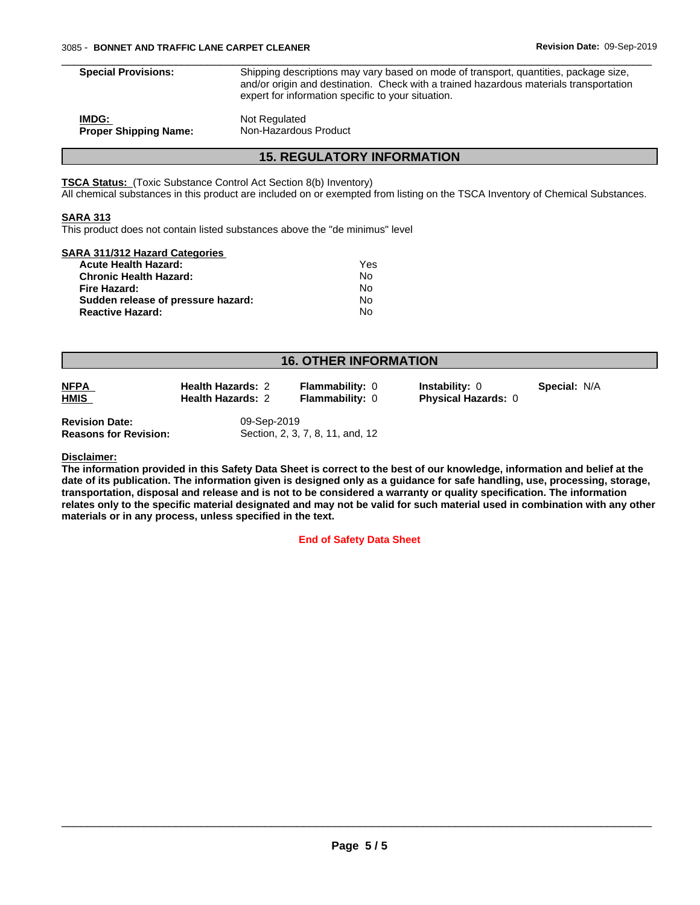**Special Provisions:** Shipping descriptions may vary based on mode of transport, quantities, package size, and/or origin and destination. Check with a trained hazardous materials transportation expert for information specific to your situation.

**IMDG:** Not Regulated
**Proper Shipping Name:** Non-Hazardous Product

## 15. REGULATORY INFORMATION

**TSCA Status:** (Toxic Substance Control Act Section 8(b) Inventory)
All chemical substances in this product are included on or exempted from listing on the TSCA Inventory of Chemical Substances.

**SARA 313**
This product does not contain listed substances above the "de minimus" level

**SARA 311/312 Hazard Categories**

| | |
|---|---|
| **Acute Health Hazard:** | Yes |
| **Chronic Health Hazard:** | No |
| **Fire Hazard:** | No |
| **Sudden release of pressure hazard:** | No |
| **Reactive Hazard:** | No |

## 16. OTHER INFORMATION

| | | | | |
|---|---|---|---|---|
| **NFPA** | **Health Hazards:** 2 | **Flammability:** 0 | **Instability:** 0 | **Special:** N/A |
| **HMIS** | **Health Hazards:** 2 | **Flammability:** 0 | **Physical Hazards:** 0 | |

**Revision Date:** 09-Sep-2019
**Reasons for Revision:** Section, 2, 3, 7, 8, 11, and, 12

**Disclaimer:**
**The information provided in this Safety Data Sheet is correct to the best of our knowledge, information and belief at the date of its publication. The information given is designed only as a guidance for safe handling, use, processing, storage, transportation, disposal and release and is not to be considered a warranty or quality specification. The information relates only to the specific material designated and may not be valid for such material used in combination with any other materials or in any process, unless specified in the text.**

**End of Safety Data Sheet**